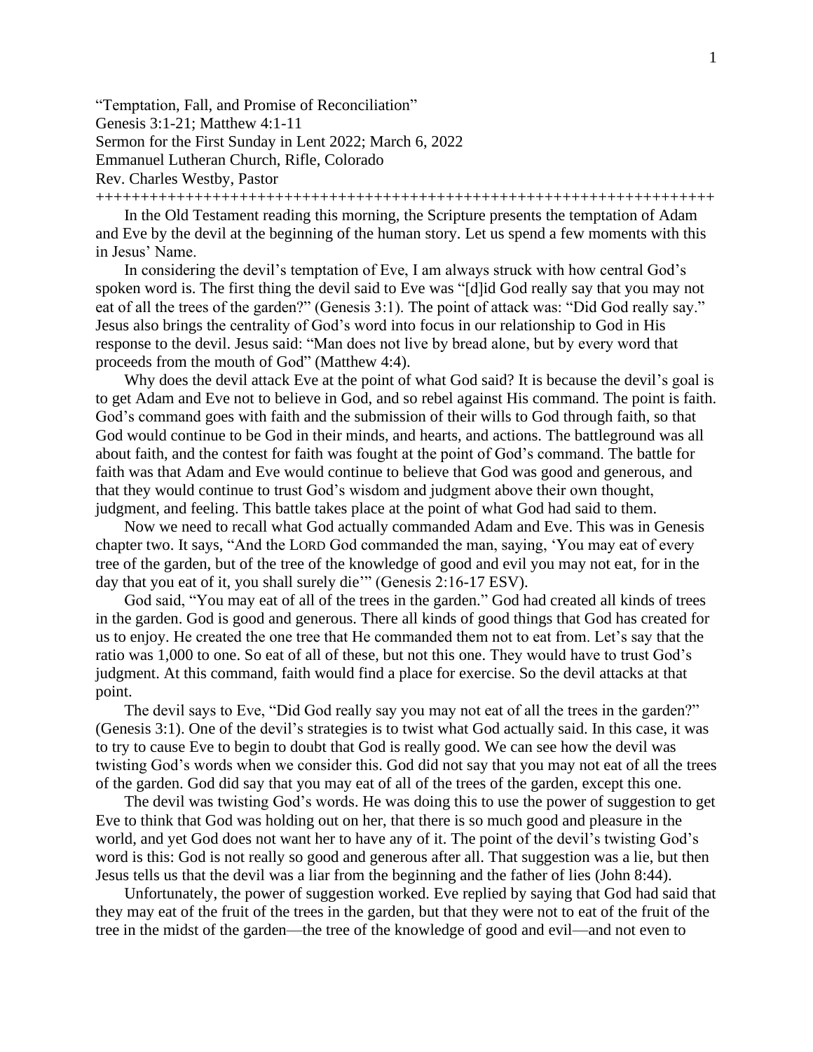“Temptation, Fall, and Promise of Reconciliation”
Genesis 3:1-21; Matthew 4:1-11
Sermon for the First Sunday in Lent 2022; March 6, 2022
Emmanuel Lutheran Church, Rifle, Colorado
Rev. Charles Westby, Pastor
+++++++++++++++++++++++++++++++++++++++++++++++++++++++++++++++++++++

In the Old Testament reading this morning, the Scripture presents the temptation of Adam and Eve by the devil at the beginning of the human story. Let us spend a few moments with this in Jesus’ Name.

In considering the devil’s temptation of Eve, I am always struck with how central God’s spoken word is. The first thing the devil said to Eve was “[d]id God really say that you may not eat of all the trees of the garden?” (Genesis 3:1). The point of attack was: “Did God really say.” Jesus also brings the centrality of God’s word into focus in our relationship to God in His response to the devil. Jesus said: “Man does not live by bread alone, but by every word that proceeds from the mouth of God” (Matthew 4:4).

Why does the devil attack Eve at the point of what God said? It is because the devil’s goal is to get Adam and Eve not to believe in God, and so rebel against His command. The point is faith. God’s command goes with faith and the submission of their wills to God through faith, so that God would continue to be God in their minds, and hearts, and actions. The battleground was all about faith, and the contest for faith was fought at the point of God’s command. The battle for faith was that Adam and Eve would continue to believe that God was good and generous, and that they would continue to trust God’s wisdom and judgment above their own thought, judgment, and feeling. This battle takes place at the point of what God had said to them.

Now we need to recall what God actually commanded Adam and Eve. This was in Genesis chapter two. It says, “And the LORD God commanded the man, saying, ‘You may eat of every tree of the garden, but of the tree of the knowledge of good and evil you may not eat, for in the day that you eat of it, you shall surely die’” (Genesis 2:16-17 ESV).

God said, “You may eat of all of the trees in the garden.” God had created all kinds of trees in the garden. God is good and generous. There all kinds of good things that God has created for us to enjoy. He created the one tree that He commanded them not to eat from. Let’s say that the ratio was 1,000 to one. So eat of all of these, but not this one. They would have to trust God’s judgment. At this command, faith would find a place for exercise. So the devil attacks at that point.

The devil says to Eve, “Did God really say you may not eat of all the trees in the garden?” (Genesis 3:1). One of the devil’s strategies is to twist what God actually said. In this case, it was to try to cause Eve to begin to doubt that God is really good. We can see how the devil was twisting God’s words when we consider this. God did not say that you may not eat of all the trees of the garden. God did say that you may eat of all of the trees of the garden, except this one.

The devil was twisting God’s words. He was doing this to use the power of suggestion to get Eve to think that God was holding out on her, that there is so much good and pleasure in the world, and yet God does not want her to have any of it. The point of the devil’s twisting God’s word is this: God is not really so good and generous after all. That suggestion was a lie, but then Jesus tells us that the devil was a liar from the beginning and the father of lies (John 8:44).

Unfortunately, the power of suggestion worked. Eve replied by saying that God had said that they may eat of the fruit of the trees in the garden, but that they were not to eat of the fruit of the tree in the midst of the garden—the tree of the knowledge of good and evil—and not even to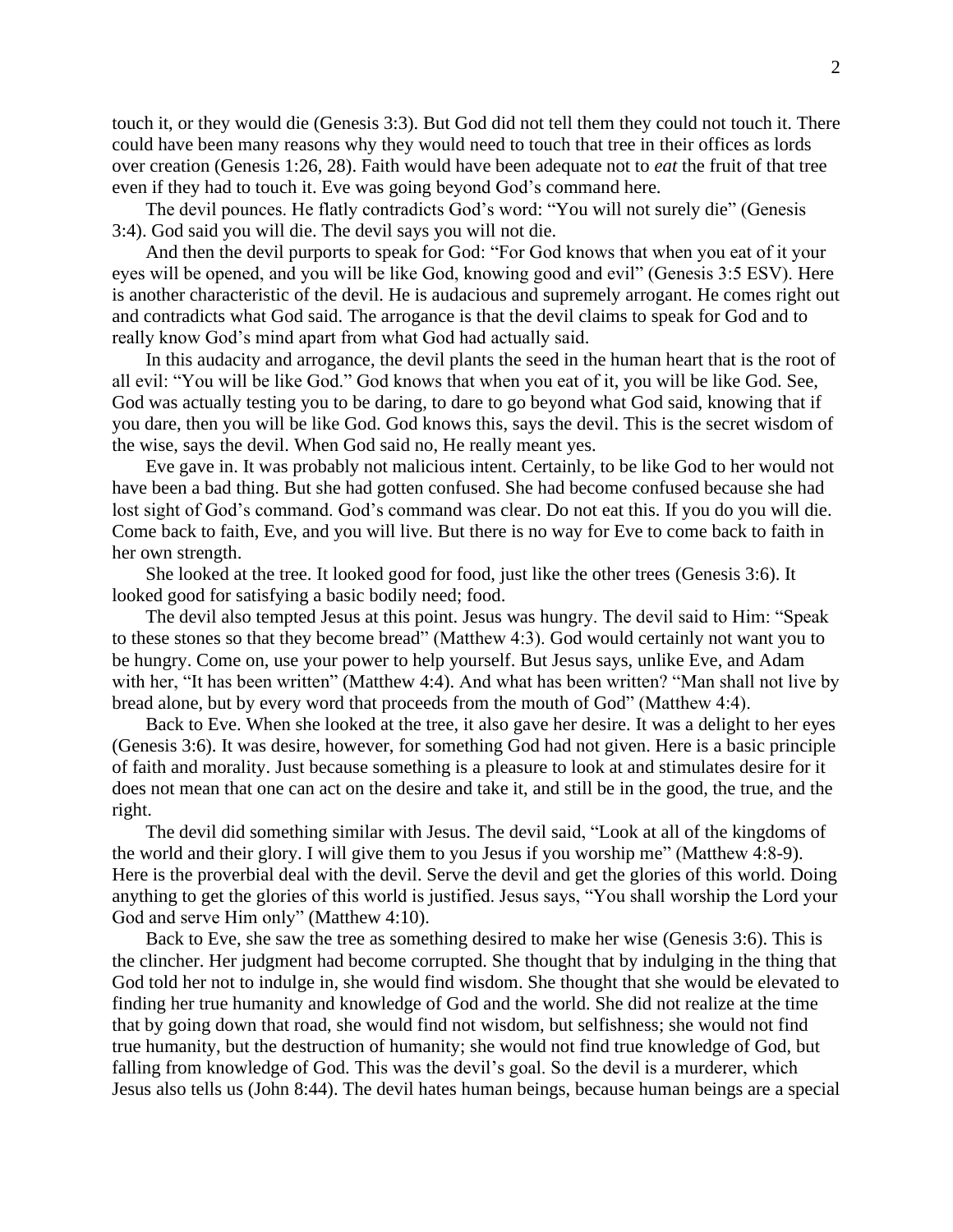touch it, or they would die (Genesis 3:3). But God did not tell them they could not touch it. There could have been many reasons why they would need to touch that tree in their offices as lords over creation (Genesis 1:26, 28). Faith would have been adequate not to *eat* the fruit of that tree even if they had to touch it. Eve was going beyond God's command here.

The devil pounces. He flatly contradicts God's word: "You will not surely die" (Genesis 3:4). God said you will die. The devil says you will not die.

And then the devil purports to speak for God: "For God knows that when you eat of it your eyes will be opened, and you will be like God, knowing good and evil" (Genesis 3:5 ESV). Here is another characteristic of the devil. He is audacious and supremely arrogant. He comes right out and contradicts what God said. The arrogance is that the devil claims to speak for God and to really know God's mind apart from what God had actually said.

In this audacity and arrogance, the devil plants the seed in the human heart that is the root of all evil: "You will be like God." God knows that when you eat of it, you will be like God. See, God was actually testing you to be daring, to dare to go beyond what God said, knowing that if you dare, then you will be like God. God knows this, says the devil. This is the secret wisdom of the wise, says the devil. When God said no, He really meant yes.

Eve gave in. It was probably not malicious intent. Certainly, to be like God to her would not have been a bad thing. But she had gotten confused. She had become confused because she had lost sight of God's command. God's command was clear. Do not eat this. If you do you will die. Come back to faith, Eve, and you will live. But there is no way for Eve to come back to faith in her own strength.

She looked at the tree. It looked good for food, just like the other trees (Genesis 3:6). It looked good for satisfying a basic bodily need; food.

The devil also tempted Jesus at this point. Jesus was hungry. The devil said to Him: "Speak to these stones so that they become bread" (Matthew 4:3). God would certainly not want you to be hungry. Come on, use your power to help yourself. But Jesus says, unlike Eve, and Adam with her, "It has been written" (Matthew 4:4). And what has been written? "Man shall not live by bread alone, but by every word that proceeds from the mouth of God" (Matthew 4:4).

Back to Eve. When she looked at the tree, it also gave her desire. It was a delight to her eyes (Genesis 3:6). It was desire, however, for something God had not given. Here is a basic principle of faith and morality. Just because something is a pleasure to look at and stimulates desire for it does not mean that one can act on the desire and take it, and still be in the good, the true, and the right.

The devil did something similar with Jesus. The devil said, "Look at all of the kingdoms of the world and their glory. I will give them to you Jesus if you worship me" (Matthew 4:8-9). Here is the proverbial deal with the devil. Serve the devil and get the glories of this world. Doing anything to get the glories of this world is justified. Jesus says, "You shall worship the Lord your God and serve Him only" (Matthew 4:10).

Back to Eve, she saw the tree as something desired to make her wise (Genesis 3:6). This is the clincher. Her judgment had become corrupted. She thought that by indulging in the thing that God told her not to indulge in, she would find wisdom. She thought that she would be elevated to finding her true humanity and knowledge of God and the world. She did not realize at the time that by going down that road, she would find not wisdom, but selfishness; she would not find true humanity, but the destruction of humanity; she would not find true knowledge of God, but falling from knowledge of God. This was the devil's goal. So the devil is a murderer, which Jesus also tells us (John 8:44). The devil hates human beings, because human beings are a special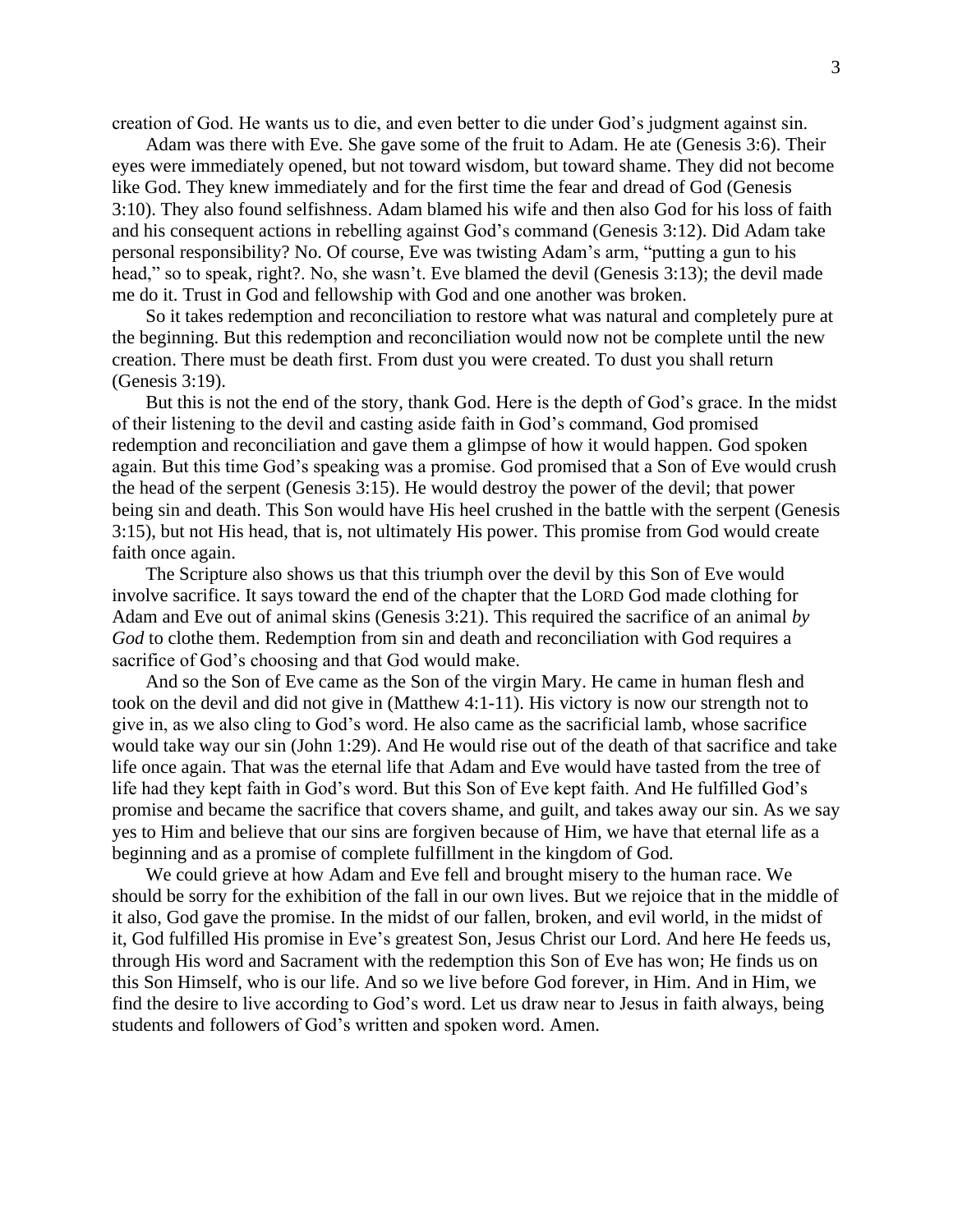creation of God. He wants us to die, and even better to die under God's judgment against sin.

Adam was there with Eve. She gave some of the fruit to Adam. He ate (Genesis 3:6). Their eyes were immediately opened, but not toward wisdom, but toward shame. They did not become like God. They knew immediately and for the first time the fear and dread of God (Genesis 3:10). They also found selfishness. Adam blamed his wife and then also God for his loss of faith and his consequent actions in rebelling against God's command (Genesis 3:12). Did Adam take personal responsibility? No. Of course, Eve was twisting Adam's arm, "putting a gun to his head," so to speak, right?. No, she wasn't. Eve blamed the devil (Genesis 3:13); the devil made me do it. Trust in God and fellowship with God and one another was broken.

So it takes redemption and reconciliation to restore what was natural and completely pure at the beginning. But this redemption and reconciliation would now not be complete until the new creation. There must be death first. From dust you were created. To dust you shall return (Genesis 3:19).

But this is not the end of the story, thank God. Here is the depth of God's grace. In the midst of their listening to the devil and casting aside faith in God's command, God promised redemption and reconciliation and gave them a glimpse of how it would happen. God spoken again. But this time God's speaking was a promise. God promised that a Son of Eve would crush the head of the serpent (Genesis 3:15). He would destroy the power of the devil; that power being sin and death. This Son would have His heel crushed in the battle with the serpent (Genesis 3:15), but not His head, that is, not ultimately His power. This promise from God would create faith once again.

The Scripture also shows us that this triumph over the devil by this Son of Eve would involve sacrifice. It says toward the end of the chapter that the LORD God made clothing for Adam and Eve out of animal skins (Genesis 3:21). This required the sacrifice of an animal *by God* to clothe them. Redemption from sin and death and reconciliation with God requires a sacrifice of God's choosing and that God would make.

And so the Son of Eve came as the Son of the virgin Mary. He came in human flesh and took on the devil and did not give in (Matthew 4:1-11). His victory is now our strength not to give in, as we also cling to God's word. He also came as the sacrificial lamb, whose sacrifice would take way our sin (John 1:29). And He would rise out of the death of that sacrifice and take life once again. That was the eternal life that Adam and Eve would have tasted from the tree of life had they kept faith in God's word. But this Son of Eve kept faith. And He fulfilled God's promise and became the sacrifice that covers shame, and guilt, and takes away our sin. As we say yes to Him and believe that our sins are forgiven because of Him, we have that eternal life as a beginning and as a promise of complete fulfillment in the kingdom of God.

We could grieve at how Adam and Eve fell and brought misery to the human race. We should be sorry for the exhibition of the fall in our own lives. But we rejoice that in the middle of it also, God gave the promise. In the midst of our fallen, broken, and evil world, in the midst of it, God fulfilled His promise in Eve's greatest Son, Jesus Christ our Lord. And here He feeds us, through His word and Sacrament with the redemption this Son of Eve has won; He finds us on this Son Himself, who is our life. And so we live before God forever, in Him. And in Him, we find the desire to live according to God's word. Let us draw near to Jesus in faith always, being students and followers of God's written and spoken word. Amen.